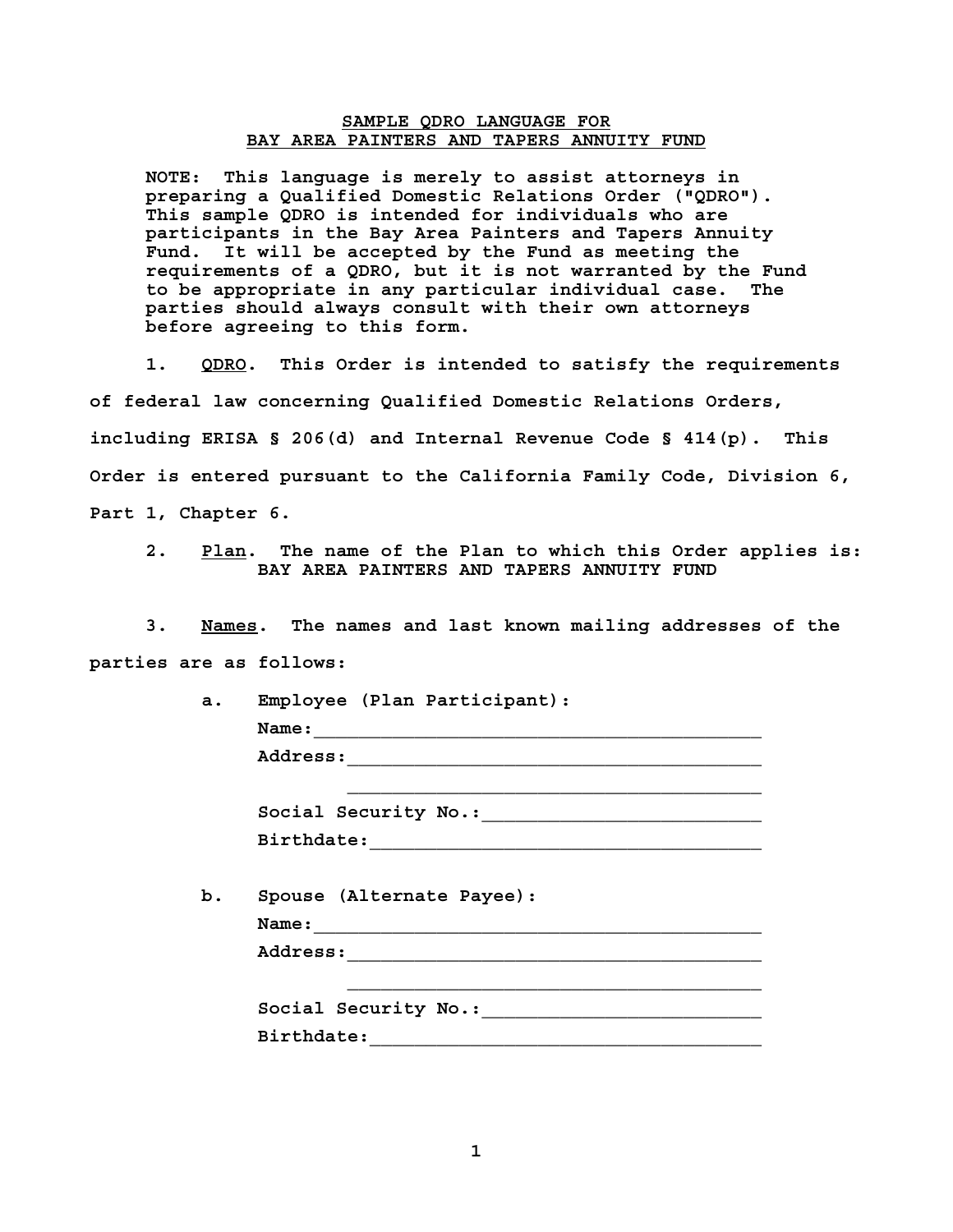# SAMPLE QDRO LANGUAGE FOR BAY AREA PAINTERS AND TAPERS ANNUITY FUND

**NOTE: This language is merely to assist attorneys in preparing a Qualified Domestic Relations Order ("QDRO"). This sample QDRO is intended for individuals who are participants in the Bay Area Painters and Tapers Annuity Fund. It will be accepted by the Fund as meeting the requirements of a QDRO, but it is not warranted by the Fund to be appropriate in any particular individual case. The parties should always consult with their own attorneys before agreeing to this form.**

1. QDRO. This Order is intended to satisfy the requirements of federal law concerning Qualified Domestic Relations Orders, including ERISA § 206(d) and Internal Revenue Code § 414(p). This Order is entered pursuant to the California Family Code, Division 6, Part 1, Chapter 6.

2. Plan. The name of the Plan to which this Order applies is: BAY AREA PAINTERS AND TAPERS ANNUITY FUND

3. Names. The names and last known mailing addresses of the parties are as follows:

   a. Employee (Plan Participant):

      Name:_______________________________________

      Address:____________________________________

      ____________________________________________

      Social Security No.:_________________________

      Birthdate:__________________________________

   b. Spouse (Alternate Payee):

      Name:_______________________________________

      Address:____________________________________

      ____________________________________________

      Social Security No.:_________________________

      Birthdate:__________________________________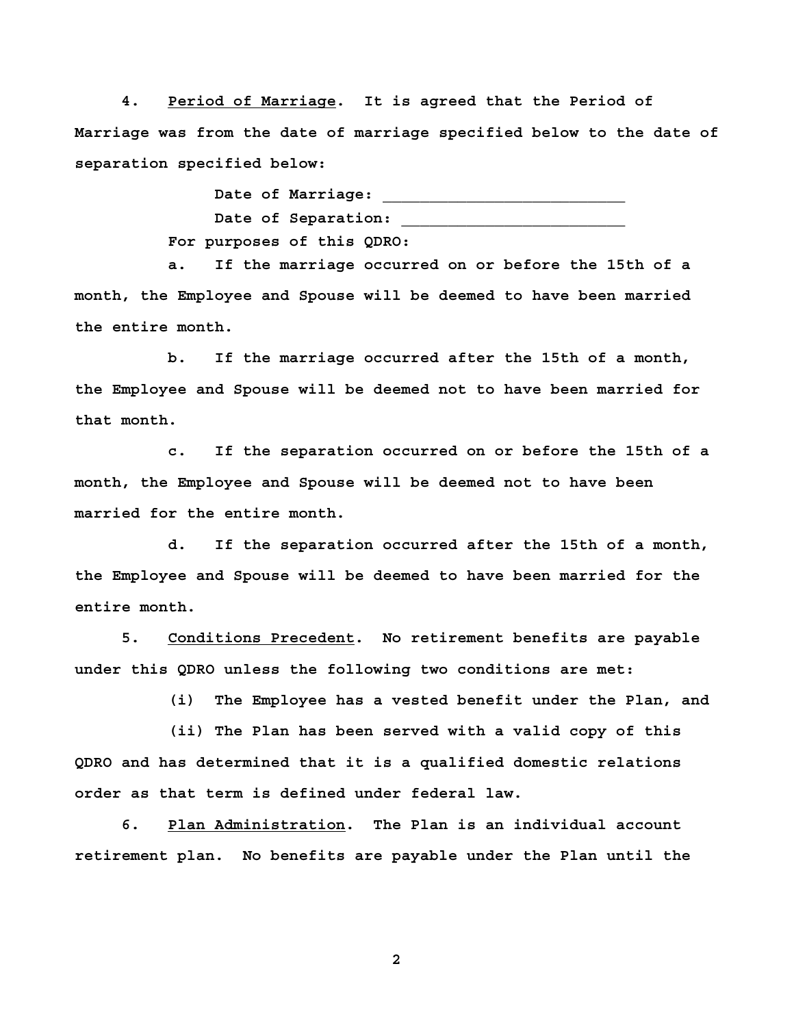4. <u>Period of Marriage</u>. It is agreed that the Period of Marriage was from the date of marriage specified below to the date of separation specified below:

Date of Marriage: ___________________________

Date of Separation: _________________________

For purposes of this QDRO:

a. If the marriage occurred on or before the 15th of a month, the Employee and Spouse will be deemed to have been married the entire month.

b. If the marriage occurred after the 15th of a month, the Employee and Spouse will be deemed not to have been married for that month.

c. If the separation occurred on or before the 15th of a month, the Employee and Spouse will be deemed not to have been married for the entire month.

d. If the separation occurred after the 15th of a month, the Employee and Spouse will be deemed to have been married for the entire month.

5. <u>Conditions Precedent</u>. No retirement benefits are payable under this QDRO unless the following two conditions are met:

(i) The Employee has a vested benefit under the Plan, and

(ii) The Plan has been served with a valid copy of this QDRO and has determined that it is a qualified domestic relations order as that term is defined under federal law.

6. <u>Plan Administration</u>. The Plan is an individual account retirement plan. No benefits are payable under the Plan until the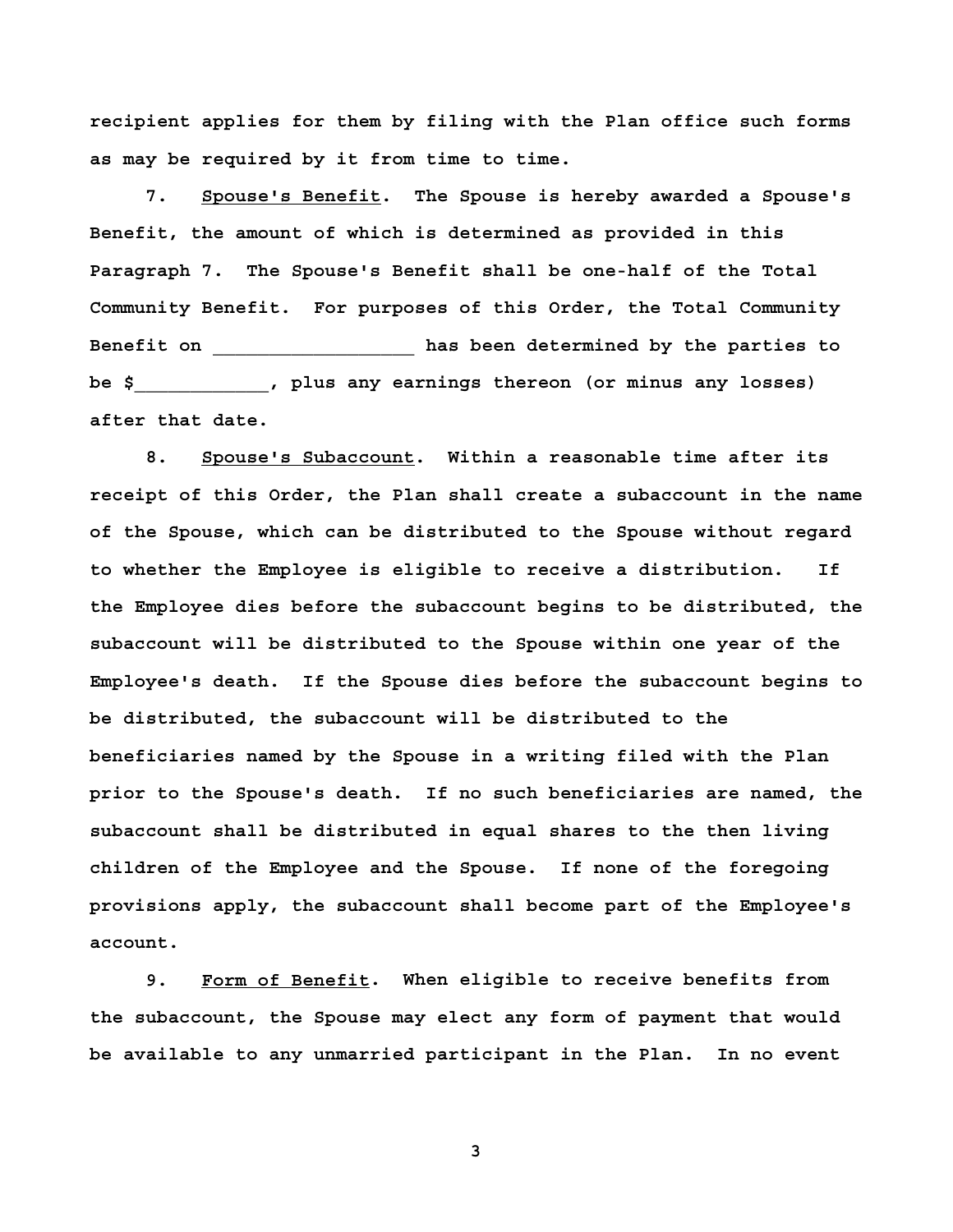**recipient applies for them by filing with the Plan office such forms as may be required by it from time to time.**

**7. Spouse's Benefit. The Spouse is hereby awarded a Spouse's Benefit, the amount of which is determined as provided in this Paragraph 7. The Spouse's Benefit shall be one-half of the Total Community Benefit. For purposes of this Order, the Total Community Benefit on __________________ has been determined by the parties to be $____________, plus any earnings thereon (or minus any losses) after that date.**

**8. Spouse's Subaccount. Within a reasonable time after its receipt of this Order, the Plan shall create a subaccount in the name of the Spouse, which can be distributed to the Spouse without regard to whether the Employee is eligible to receive a distribution. If the Employee dies before the subaccount begins to be distributed, the subaccount will be distributed to the Spouse within one year of the Employee's death. If the Spouse dies before the subaccount begins to be distributed, the subaccount will be distributed to the beneficiaries named by the Spouse in a writing filed with the Plan prior to the Spouse's death. If no such beneficiaries are named, the subaccount shall be distributed in equal shares to the then living children of the Employee and the Spouse. If none of the foregoing provisions apply, the subaccount shall become part of the Employee's account.**

**9. Form of Benefit. When eligible to receive benefits from the subaccount, the Spouse may elect any form of payment that would be available to any unmarried participant in the Plan. In no event**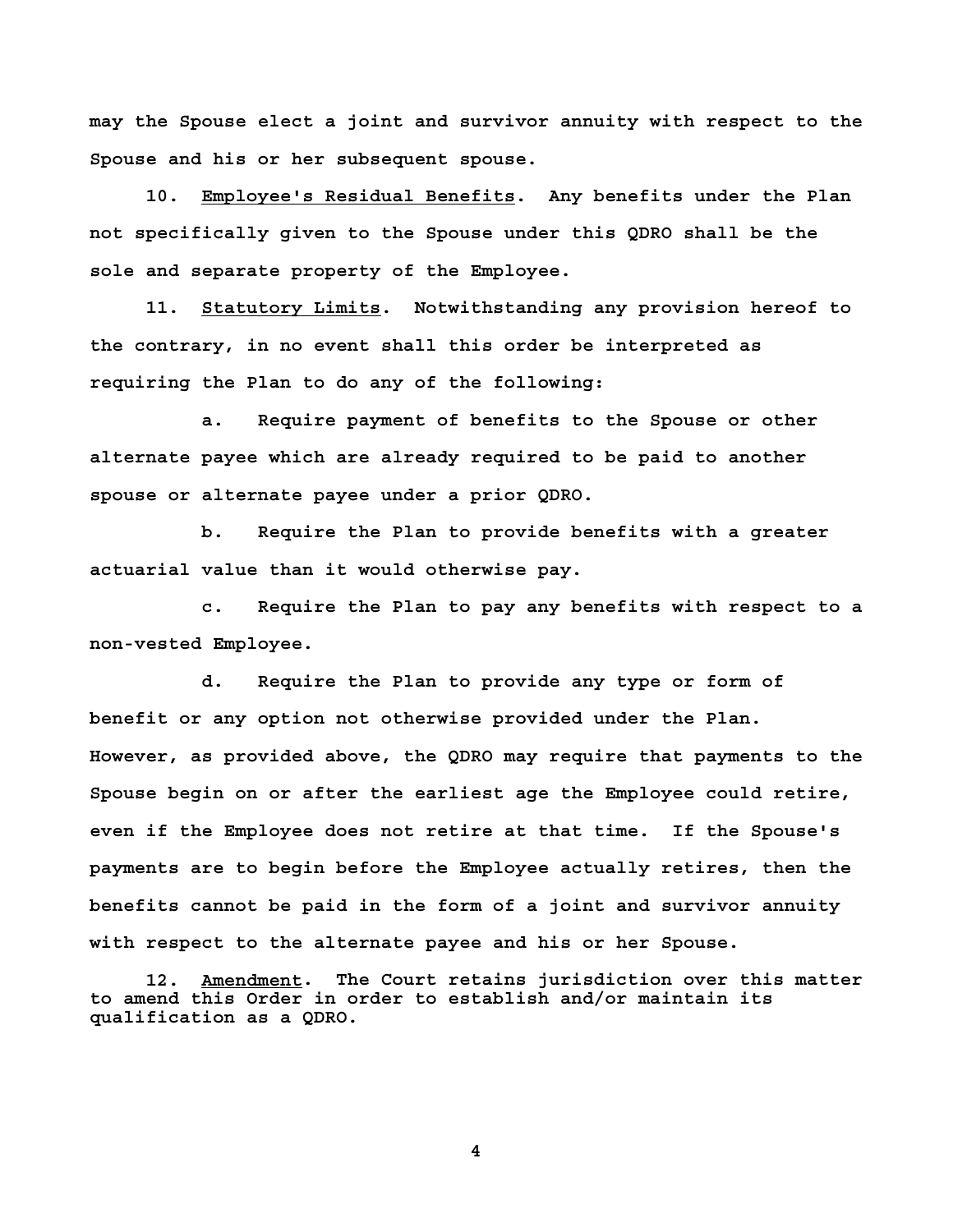may the Spouse elect a joint and survivor annuity with respect to the Spouse and his or her subsequent spouse.

10. Employee's Residual Benefits. Any benefits under the Plan not specifically given to the Spouse under this QDRO shall be the sole and separate property of the Employee.

11. Statutory Limits. Notwithstanding any provision hereof to the contrary, in no event shall this order be interpreted as requiring the Plan to do any of the following:

a. Require payment of benefits to the Spouse or other alternate payee which are already required to be paid to another spouse or alternate payee under a prior QDRO.

b. Require the Plan to provide benefits with a greater actuarial value than it would otherwise pay.

c. Require the Plan to pay any benefits with respect to a non-vested Employee.

d. Require the Plan to provide any type or form of benefit or any option not otherwise provided under the Plan. However, as provided above, the QDRO may require that payments to the Spouse begin on or after the earliest age the Employee could retire, even if the Employee does not retire at that time. If the Spouse's payments are to begin before the Employee actually retires, then the benefits cannot be paid in the form of a joint and survivor annuity with respect to the alternate payee and his or her Spouse.

12. Amendment. The Court retains jurisdiction over this matter to amend this Order in order to establish and/or maintain its qualification as a QDRO.